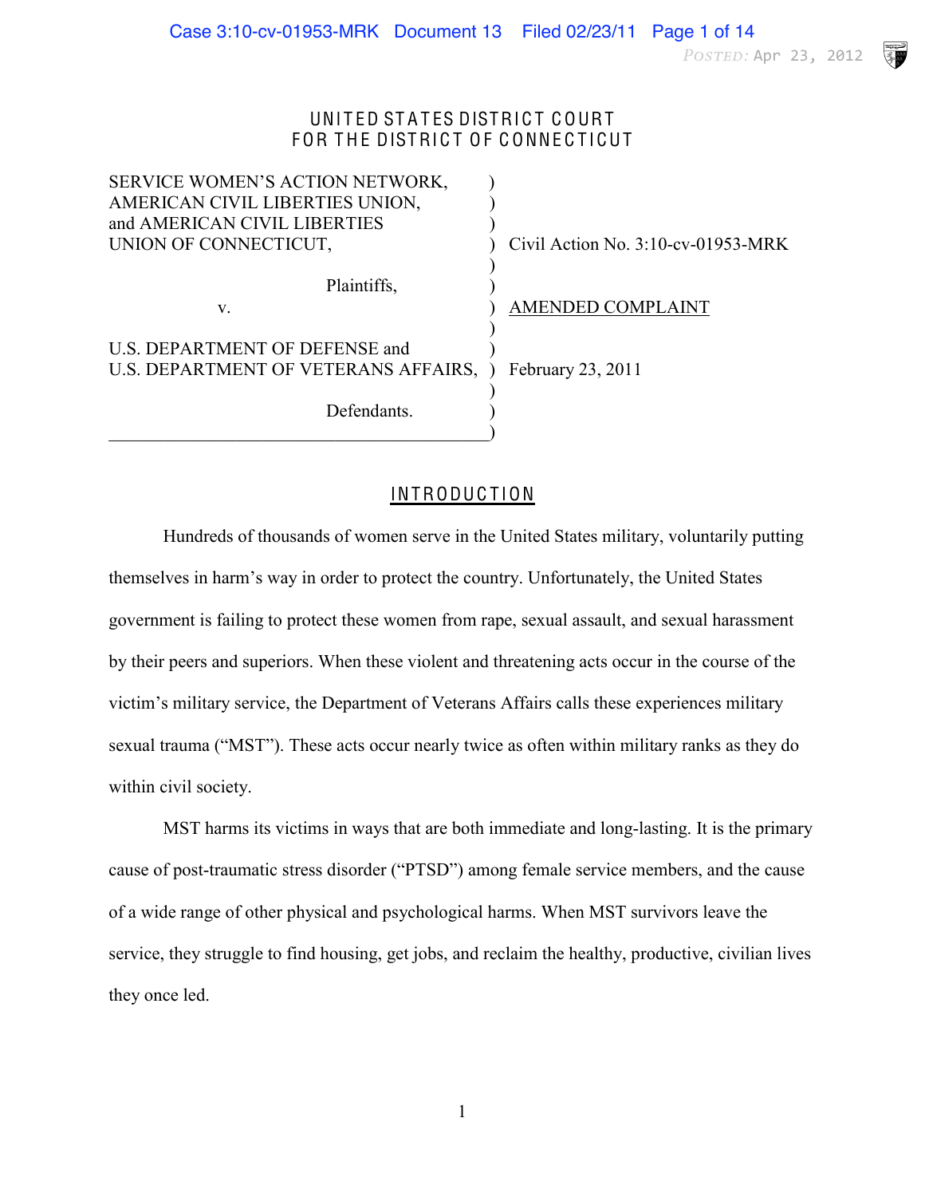# UNITED STATES DISTRICT COURT
# FOR THE DISTRICT OF CONNECTICUT

| | | |
|---|---|---|
| SERVICE WOMEN'S ACTION NETWORK, AMERICAN CIVIL LIBERTIES UNION, and AMERICAN CIVIL LIBERTIES UNION OF CONNECTICUT, | ) | Civil Action No. 3:10-cv-01953-MRK |
| Plaintiffs, | ) | |
| v. | ) | AMENDED COMPLAINT |
| U.S. DEPARTMENT OF DEFENSE and U.S. DEPARTMENT OF VETERANS AFFAIRS, | ) | February 23, 2011 |
| Defendants. | ) | |

## INTRODUCTION

Hundreds of thousands of women serve in the United States military, voluntarily putting themselves in harm's way in order to protect the country. Unfortunately, the United States government is failing to protect these women from rape, sexual assault, and sexual harassment by their peers and superiors. When these violent and threatening acts occur in the course of the victim's military service, the Department of Veterans Affairs calls these experiences military sexual trauma ("MST"). These acts occur nearly twice as often within military ranks as they do within civil society.

MST harms its victims in ways that are both immediate and long-lasting. It is the primary cause of post-traumatic stress disorder ("PTSD") among female service members, and the cause of a wide range of other physical and psychological harms. When MST survivors leave the service, they struggle to find housing, get jobs, and reclaim the healthy, productive, civilian lives they once led.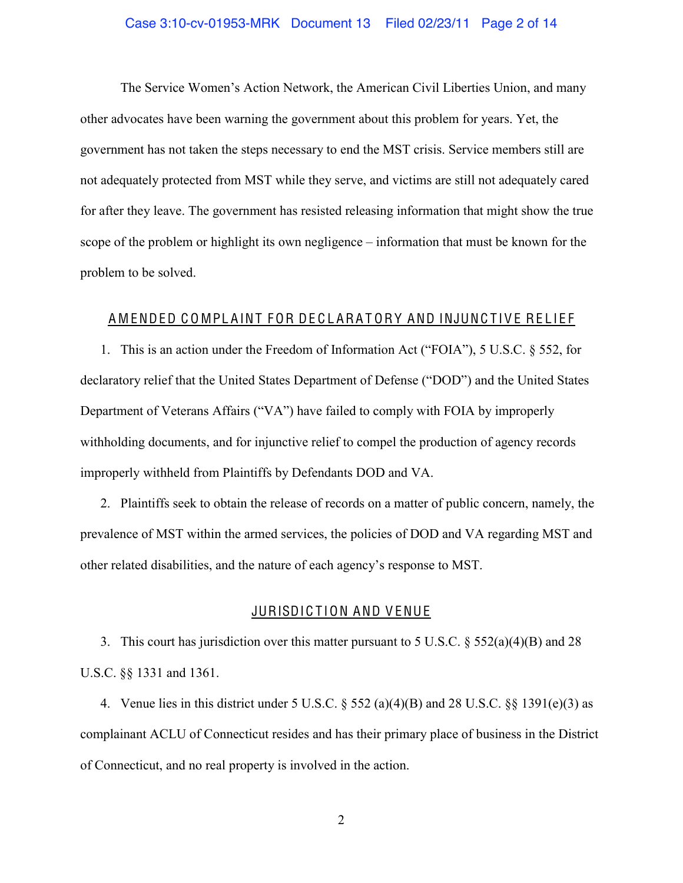The Service Women's Action Network, the American Civil Liberties Union, and many other advocates have been warning the government about this problem for years. Yet, the government has not taken the steps necessary to end the MST crisis. Service members still are not adequately protected from MST while they serve, and victims are still not adequately cared for after they leave. The government has resisted releasing information that might show the true scope of the problem or highlight its own negligence – information that must be known for the problem to be solved.

## AMENDED COMPLAINT FOR DECLARATORY AND INJUNCTIVE RELIEF

1. This is an action under the Freedom of Information Act ("FOIA"), 5 U.S.C. § 552, for declaratory relief that the United States Department of Defense ("DOD") and the United States Department of Veterans Affairs ("VA") have failed to comply with FOIA by improperly withholding documents, and for injunctive relief to compel the production of agency records improperly withheld from Plaintiffs by Defendants DOD and VA.

2. Plaintiffs seek to obtain the release of records on a matter of public concern, namely, the prevalence of MST within the armed services, the policies of DOD and VA regarding MST and other related disabilities, and the nature of each agency's response to MST.

## JURISDICTION AND VENUE

3. This court has jurisdiction over this matter pursuant to 5 U.S.C. § 552(a)(4)(B) and 28 U.S.C. §§ 1331 and 1361.

4. Venue lies in this district under 5 U.S.C. § 552 (a)(4)(B) and 28 U.S.C. §§ 1391(e)(3) as complainant ACLU of Connecticut resides and has their primary place of business in the District of Connecticut, and no real property is involved in the action.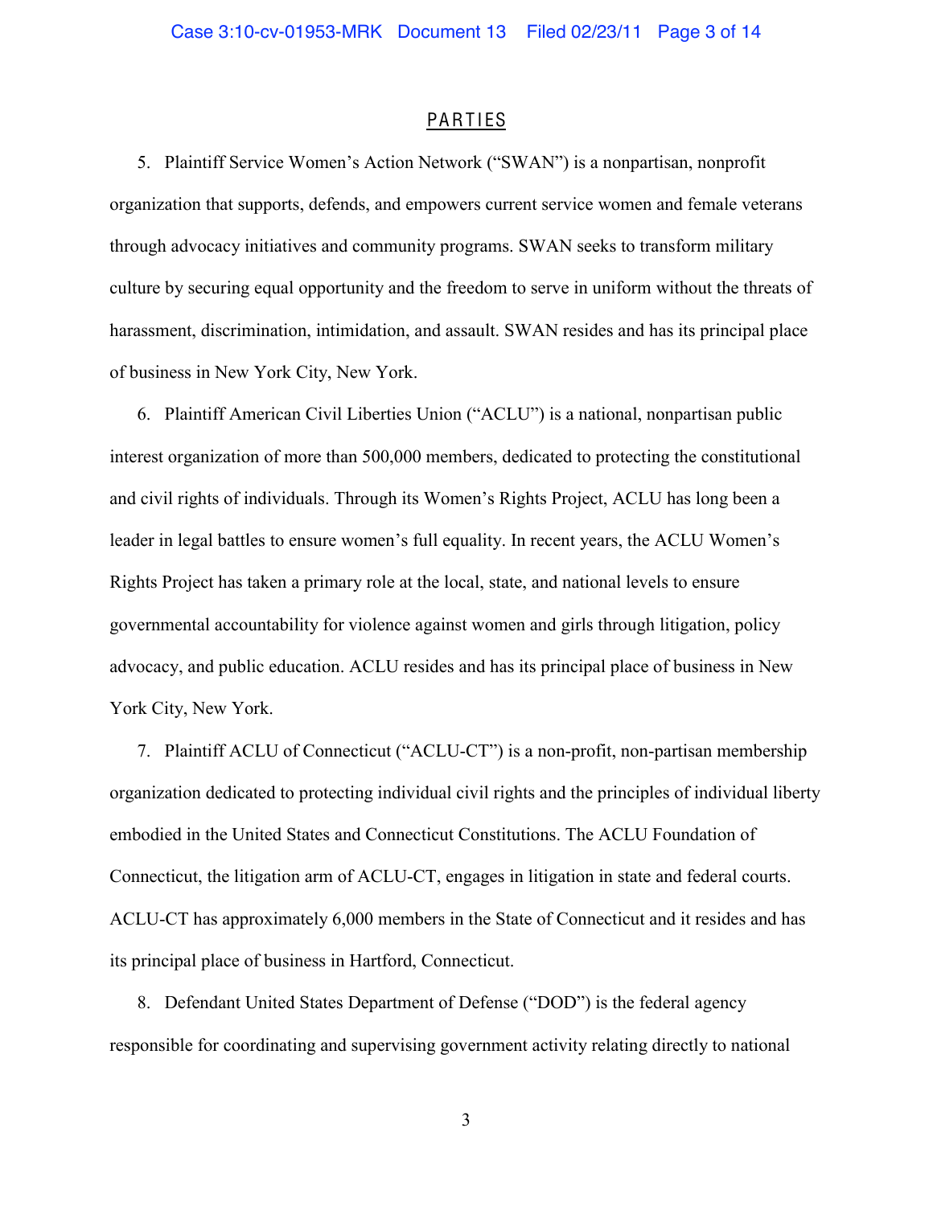## PARTIES

5. Plaintiff Service Women's Action Network ("SWAN") is a nonpartisan, nonprofit organization that supports, defends, and empowers current service women and female veterans through advocacy initiatives and community programs. SWAN seeks to transform military culture by securing equal opportunity and the freedom to serve in uniform without the threats of harassment, discrimination, intimidation, and assault. SWAN resides and has its principal place of business in New York City, New York.

6. Plaintiff American Civil Liberties Union ("ACLU") is a national, nonpartisan public interest organization of more than 500,000 members, dedicated to protecting the constitutional and civil rights of individuals. Through its Women's Rights Project, ACLU has long been a leader in legal battles to ensure women's full equality. In recent years, the ACLU Women's Rights Project has taken a primary role at the local, state, and national levels to ensure governmental accountability for violence against women and girls through litigation, policy advocacy, and public education. ACLU resides and has its principal place of business in New York City, New York.

7. Plaintiff ACLU of Connecticut ("ACLU-CT") is a non-profit, non-partisan membership organization dedicated to protecting individual civil rights and the principles of individual liberty embodied in the United States and Connecticut Constitutions. The ACLU Foundation of Connecticut, the litigation arm of ACLU-CT, engages in litigation in state and federal courts. ACLU-CT has approximately 6,000 members in the State of Connecticut and it resides and has its principal place of business in Hartford, Connecticut.

8. Defendant United States Department of Defense ("DOD") is the federal agency responsible for coordinating and supervising government activity relating directly to national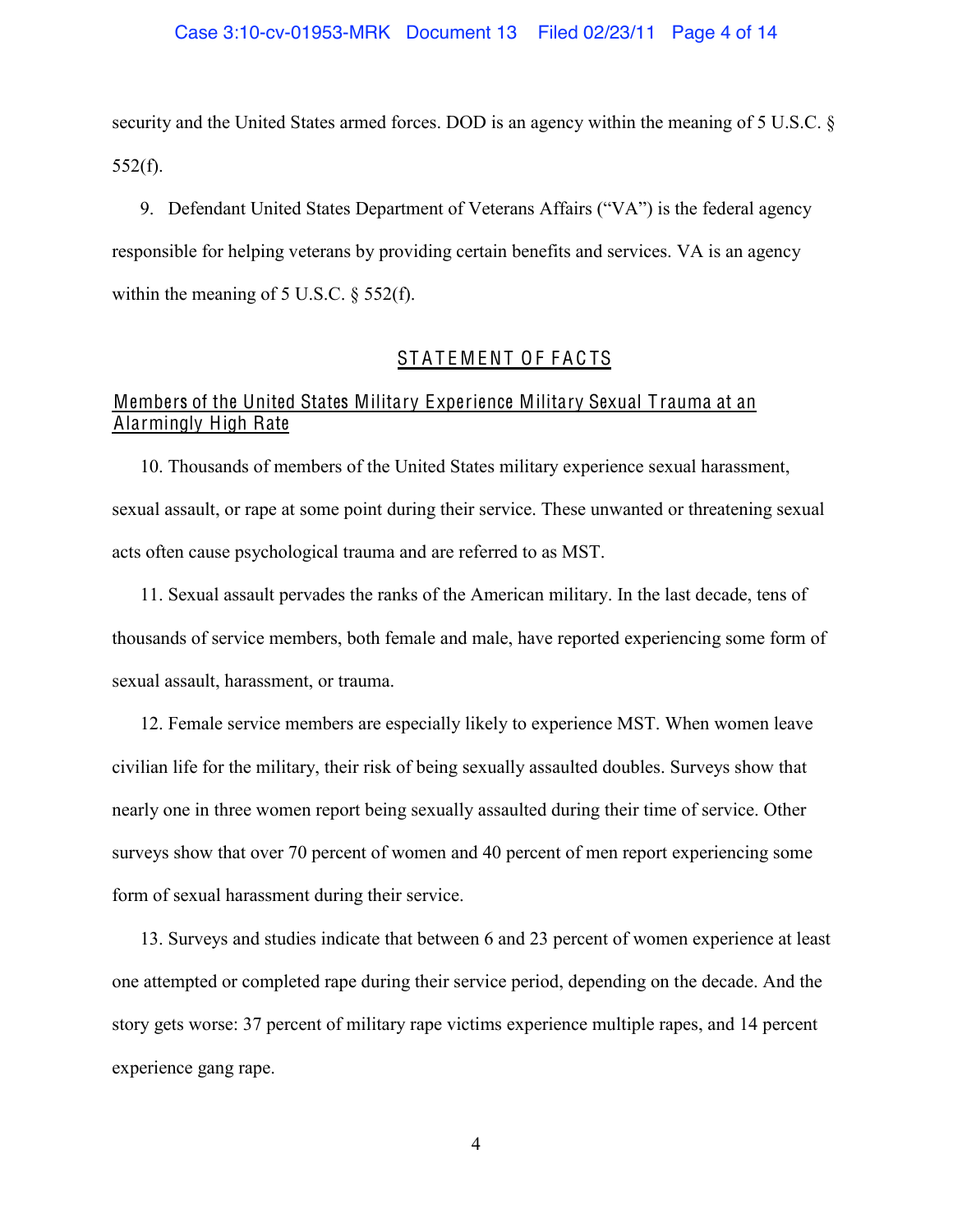security and the United States armed forces. DOD is an agency within the meaning of 5 U.S.C. § 552(f).

9. Defendant United States Department of Veterans Affairs ("VA") is the federal agency responsible for helping veterans by providing certain benefits and services. VA is an agency within the meaning of 5 U.S.C. § 552(f).

## STATEMENT OF FACTS

### Members of the United States Military Experience Military Sexual Trauma at an Alarmingly High Rate

10. Thousands of members of the United States military experience sexual harassment, sexual assault, or rape at some point during their service. These unwanted or threatening sexual acts often cause psychological trauma and are referred to as MST.

11. Sexual assault pervades the ranks of the American military. In the last decade, tens of thousands of service members, both female and male, have reported experiencing some form of sexual assault, harassment, or trauma.

12. Female service members are especially likely to experience MST. When women leave civilian life for the military, their risk of being sexually assaulted doubles. Surveys show that nearly one in three women report being sexually assaulted during their time of service. Other surveys show that over 70 percent of women and 40 percent of men report experiencing some form of sexual harassment during their service.

13. Surveys and studies indicate that between 6 and 23 percent of women experience at least one attempted or completed rape during their service period, depending on the decade. And the story gets worse: 37 percent of military rape victims experience multiple rapes, and 14 percent experience gang rape.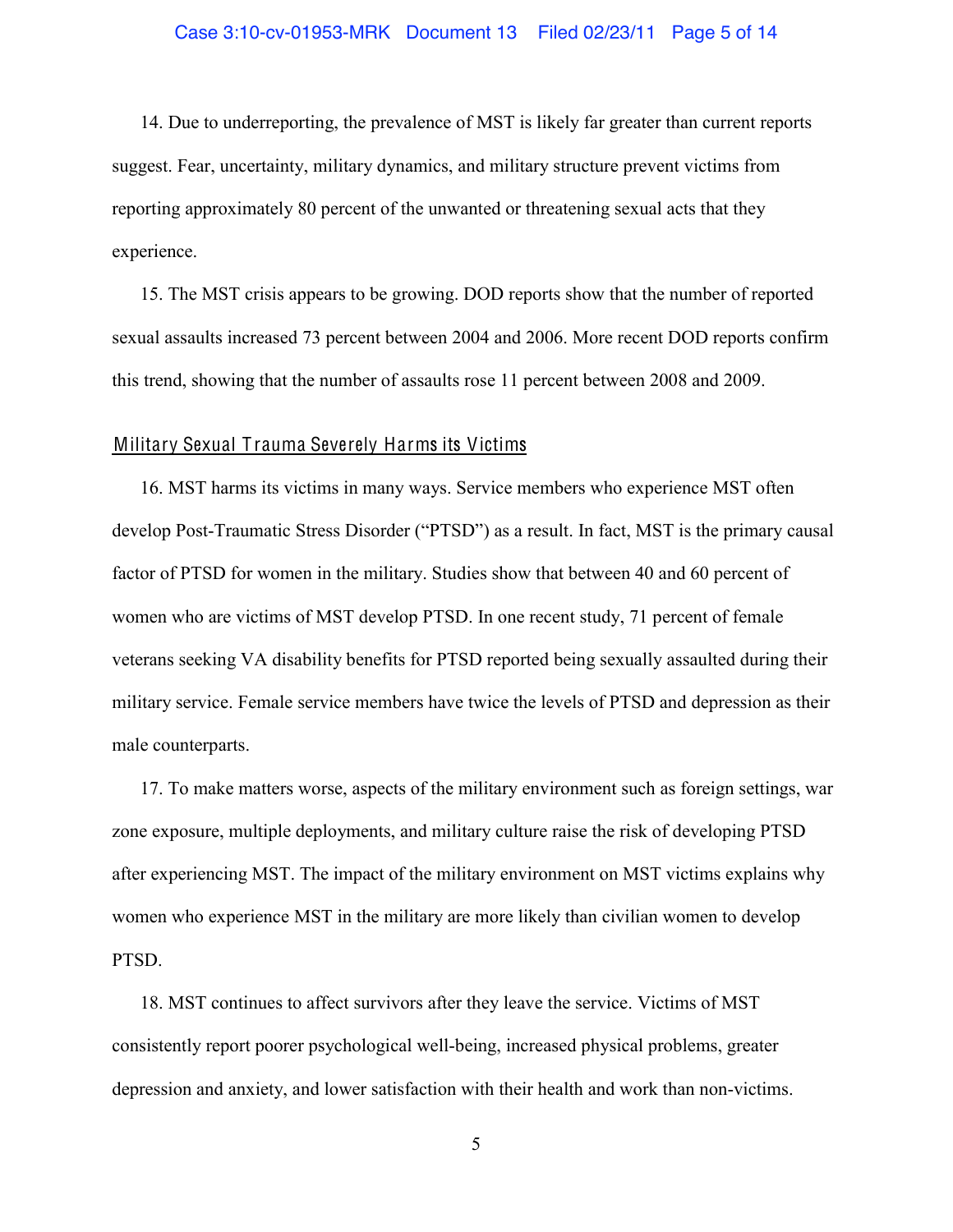14. Due to underreporting, the prevalence of MST is likely far greater than current reports suggest. Fear, uncertainty, military dynamics, and military structure prevent victims from reporting approximately 80 percent of the unwanted or threatening sexual acts that they experience.

15. The MST crisis appears to be growing. DOD reports show that the number of reported sexual assaults increased 73 percent between 2004 and 2006. More recent DOD reports confirm this trend, showing that the number of assaults rose 11 percent between 2008 and 2009.

## Military Sexual Trauma Severely Harms its Victims

16. MST harms its victims in many ways. Service members who experience MST often develop Post-Traumatic Stress Disorder ("PTSD") as a result. In fact, MST is the primary causal factor of PTSD for women in the military. Studies show that between 40 and 60 percent of women who are victims of MST develop PTSD. In one recent study, 71 percent of female veterans seeking VA disability benefits for PTSD reported being sexually assaulted during their military service. Female service members have twice the levels of PTSD and depression as their male counterparts.

17. To make matters worse, aspects of the military environment such as foreign settings, war zone exposure, multiple deployments, and military culture raise the risk of developing PTSD after experiencing MST. The impact of the military environment on MST victims explains why women who experience MST in the military are more likely than civilian women to develop PTSD.

18. MST continues to affect survivors after they leave the service. Victims of MST consistently report poorer psychological well-being, increased physical problems, greater depression and anxiety, and lower satisfaction with their health and work than non-victims.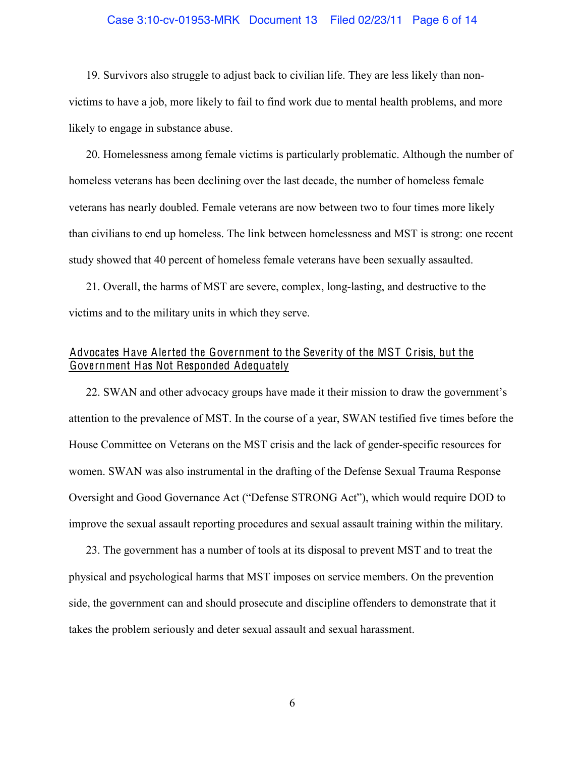19. Survivors also struggle to adjust back to civilian life. They are less likely than non-victims to have a job, more likely to fail to find work due to mental health problems, and more likely to engage in substance abuse.

20. Homelessness among female victims is particularly problematic. Although the number of homeless veterans has been declining over the last decade, the number of homeless female veterans has nearly doubled. Female veterans are now between two to four times more likely than civilians to end up homeless. The link between homelessness and MST is strong: one recent study showed that 40 percent of homeless female veterans have been sexually assaulted.

21. Overall, the harms of MST are severe, complex, long-lasting, and destructive to the victims and to the military units in which they serve.

## Advocates Have Alerted the Government to the Severity of the MST Crisis, but the Government Has Not Responded Adequately

22. SWAN and other advocacy groups have made it their mission to draw the government's attention to the prevalence of MST. In the course of a year, SWAN testified five times before the House Committee on Veterans on the MST crisis and the lack of gender-specific resources for women. SWAN was also instrumental in the drafting of the Defense Sexual Trauma Response Oversight and Good Governance Act ("Defense STRONG Act"), which would require DOD to improve the sexual assault reporting procedures and sexual assault training within the military.

23. The government has a number of tools at its disposal to prevent MST and to treat the physical and psychological harms that MST imposes on service members. On the prevention side, the government can and should prosecute and discipline offenders to demonstrate that it takes the problem seriously and deter sexual assault and sexual harassment.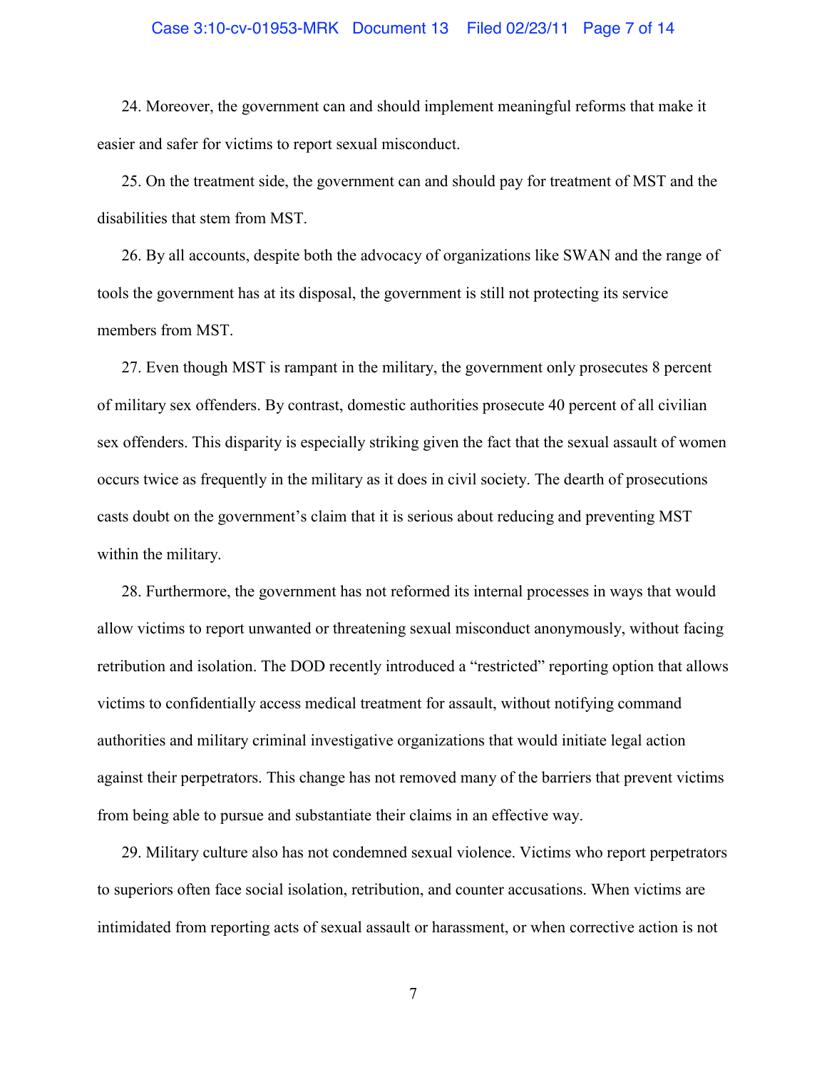24. Moreover, the government can and should implement meaningful reforms that make it easier and safer for victims to report sexual misconduct.

25. On the treatment side, the government can and should pay for treatment of MST and the disabilities that stem from MST.

26. By all accounts, despite both the advocacy of organizations like SWAN and the range of tools the government has at its disposal, the government is still not protecting its service members from MST.

27. Even though MST is rampant in the military, the government only prosecutes 8 percent of military sex offenders. By contrast, domestic authorities prosecute 40 percent of all civilian sex offenders. This disparity is especially striking given the fact that the sexual assault of women occurs twice as frequently in the military as it does in civil society. The dearth of prosecutions casts doubt on the government's claim that it is serious about reducing and preventing MST within the military.

28. Furthermore, the government has not reformed its internal processes in ways that would allow victims to report unwanted or threatening sexual misconduct anonymously, without facing retribution and isolation. The DOD recently introduced a "restricted" reporting option that allows victims to confidentially access medical treatment for assault, without notifying command authorities and military criminal investigative organizations that would initiate legal action against their perpetrators. This change has not removed many of the barriers that prevent victims from being able to pursue and substantiate their claims in an effective way.

29. Military culture also has not condemned sexual violence. Victims who report perpetrators to superiors often face social isolation, retribution, and counter accusations. When victims are intimidated from reporting acts of sexual assault or harassment, or when corrective action is not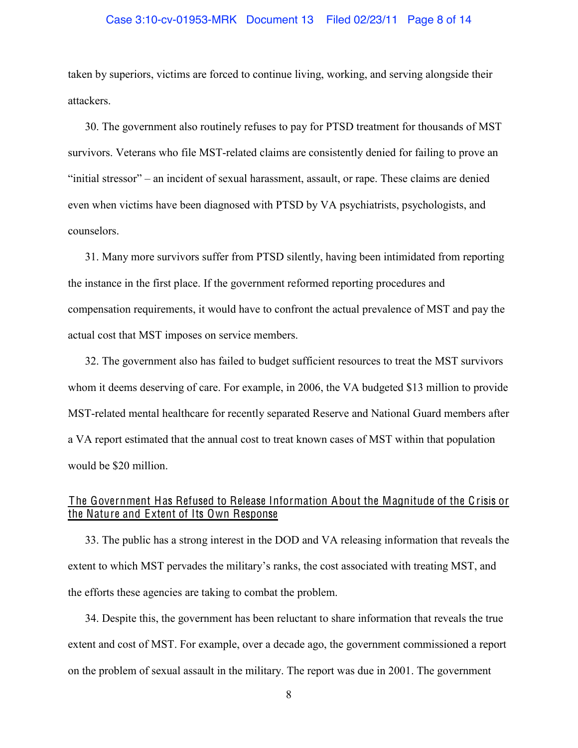taken by superiors, victims are forced to continue living, working, and serving alongside their attackers.

30. The government also routinely refuses to pay for PTSD treatment for thousands of MST survivors. Veterans who file MST-related claims are consistently denied for failing to prove an "initial stressor" – an incident of sexual harassment, assault, or rape. These claims are denied even when victims have been diagnosed with PTSD by VA psychiatrists, psychologists, and counselors.

31. Many more survivors suffer from PTSD silently, having been intimidated from reporting the instance in the first place. If the government reformed reporting procedures and compensation requirements, it would have to confront the actual prevalence of MST and pay the actual cost that MST imposes on service members.

32. The government also has failed to budget sufficient resources to treat the MST survivors whom it deems deserving of care. For example, in 2006, the VA budgeted $13 million to provide MST-related mental healthcare for recently separated Reserve and National Guard members after a VA report estimated that the annual cost to treat known cases of MST within that population would be $20 million.

## The Government Has Refused to Release Information About the Magnitude of the Crisis or the Nature and Extent of Its Own Response

33. The public has a strong interest in the DOD and VA releasing information that reveals the extent to which MST pervades the military's ranks, the cost associated with treating MST, and the efforts these agencies are taking to combat the problem.

34. Despite this, the government has been reluctant to share information that reveals the true extent and cost of MST. For example, over a decade ago, the government commissioned a report on the problem of sexual assault in the military. The report was due in 2001. The government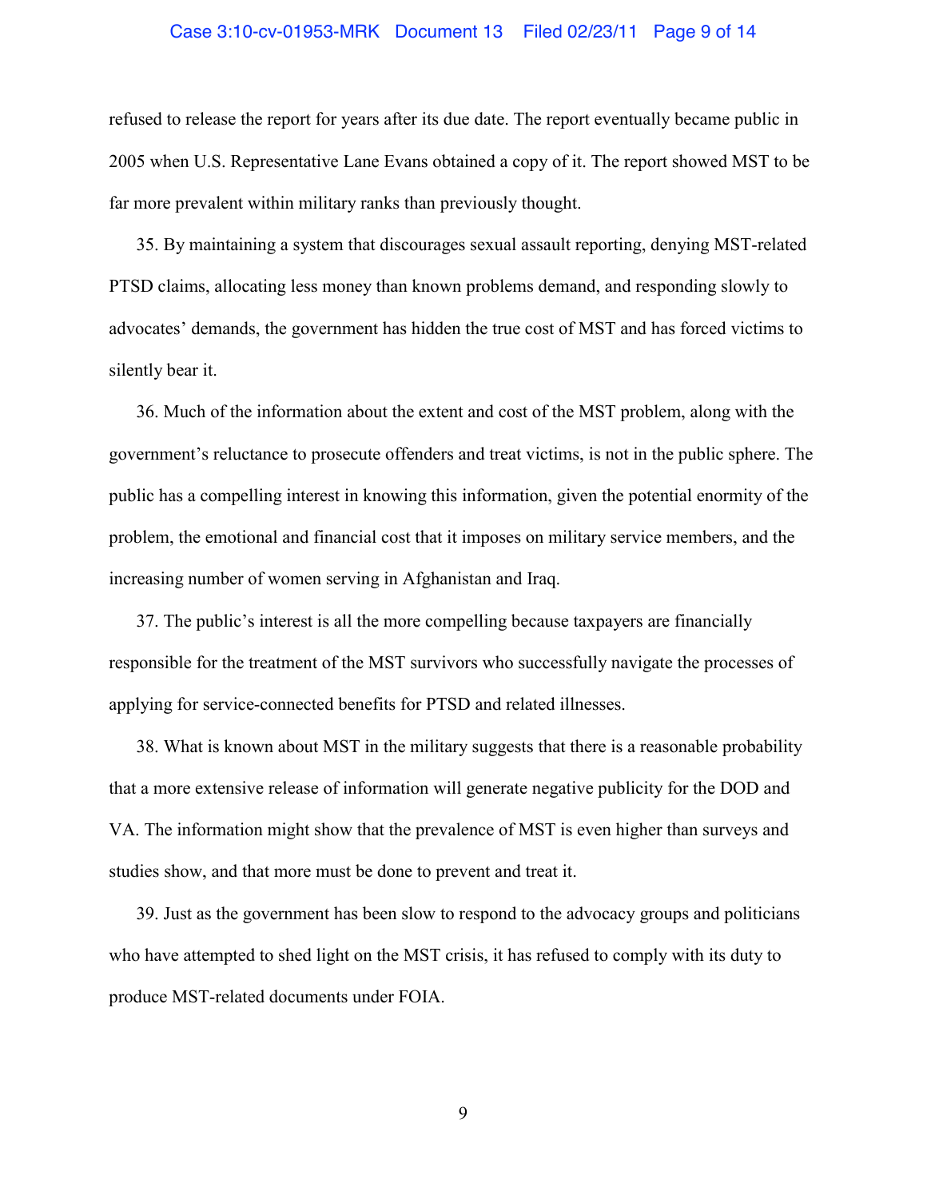refused to release the report for years after its due date. The report eventually became public in 2005 when U.S. Representative Lane Evans obtained a copy of it. The report showed MST to be far more prevalent within military ranks than previously thought.

35. By maintaining a system that discourages sexual assault reporting, denying MST-related PTSD claims, allocating less money than known problems demand, and responding slowly to advocates' demands, the government has hidden the true cost of MST and has forced victims to silently bear it.

36. Much of the information about the extent and cost of the MST problem, along with the government's reluctance to prosecute offenders and treat victims, is not in the public sphere. The public has a compelling interest in knowing this information, given the potential enormity of the problem, the emotional and financial cost that it imposes on military service members, and the increasing number of women serving in Afghanistan and Iraq.

37. The public's interest is all the more compelling because taxpayers are financially responsible for the treatment of the MST survivors who successfully navigate the processes of applying for service-connected benefits for PTSD and related illnesses.

38. What is known about MST in the military suggests that there is a reasonable probability that a more extensive release of information will generate negative publicity for the DOD and VA. The information might show that the prevalence of MST is even higher than surveys and studies show, and that more must be done to prevent and treat it.

39. Just as the government has been slow to respond to the advocacy groups and politicians who have attempted to shed light on the MST crisis, it has refused to comply with its duty to produce MST-related documents under FOIA.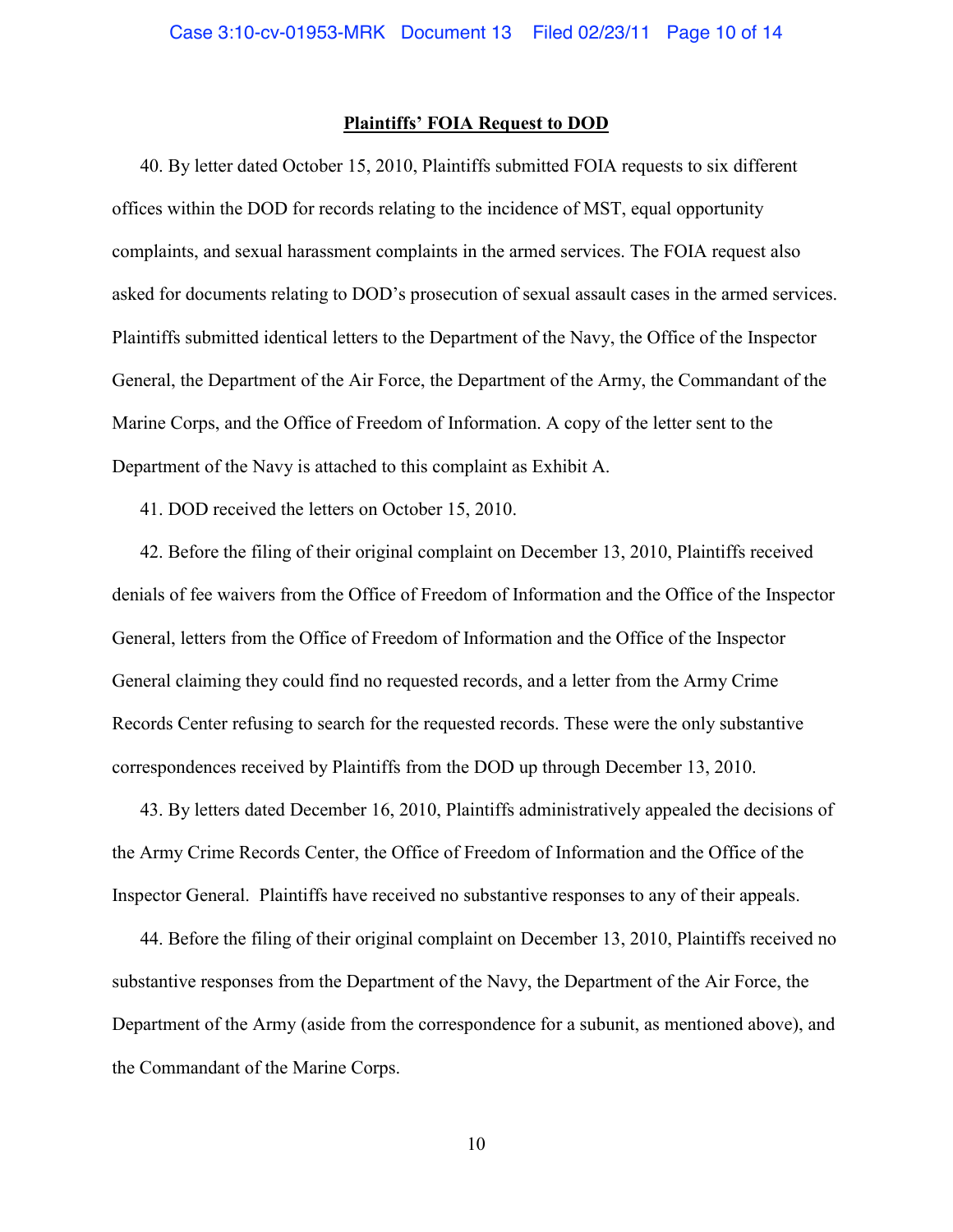**Plaintiffs' FOIA Request to DOD**

40. By letter dated October 15, 2010, Plaintiffs submitted FOIA requests to six different offices within the DOD for records relating to the incidence of MST, equal opportunity complaints, and sexual harassment complaints in the armed services. The FOIA request also asked for documents relating to DOD's prosecution of sexual assault cases in the armed services. Plaintiffs submitted identical letters to the Department of the Navy, the Office of the Inspector General, the Department of the Air Force, the Department of the Army, the Commandant of the Marine Corps, and the Office of Freedom of Information. A copy of the letter sent to the Department of the Navy is attached to this complaint as Exhibit A.

41. DOD received the letters on October 15, 2010.

42. Before the filing of their original complaint on December 13, 2010, Plaintiffs received denials of fee waivers from the Office of Freedom of Information and the Office of the Inspector General, letters from the Office of Freedom of Information and the Office of the Inspector General claiming they could find no requested records, and a letter from the Army Crime Records Center refusing to search for the requested records. These were the only substantive correspondences received by Plaintiffs from the DOD up through December 13, 2010.

43. By letters dated December 16, 2010, Plaintiffs administratively appealed the decisions of the Army Crime Records Center, the Office of Freedom of Information and the Office of the Inspector General. Plaintiffs have received no substantive responses to any of their appeals.

44. Before the filing of their original complaint on December 13, 2010, Plaintiffs received no substantive responses from the Department of the Navy, the Department of the Air Force, the Department of the Army (aside from the correspondence for a subunit, as mentioned above), and the Commandant of the Marine Corps.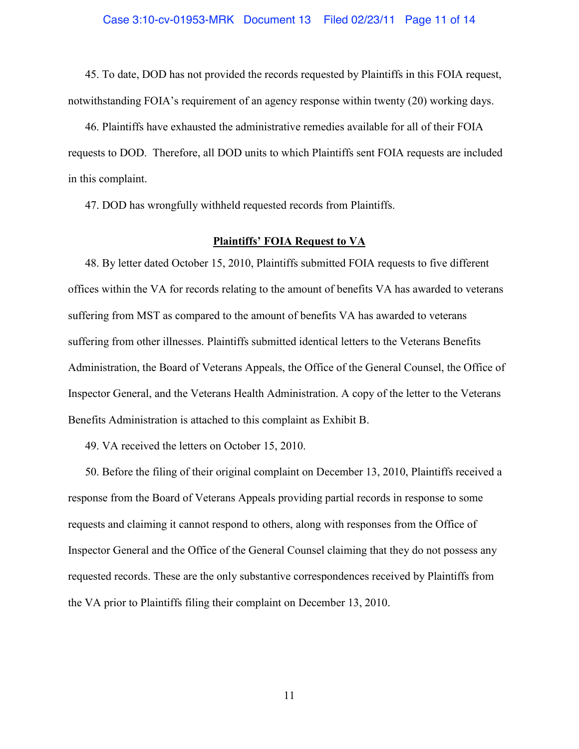45. To date, DOD has not provided the records requested by Plaintiffs in this FOIA request, notwithstanding FOIA's requirement of an agency response within twenty (20) working days.

46. Plaintiffs have exhausted the administrative remedies available for all of their FOIA requests to DOD. Therefore, all DOD units to which Plaintiffs sent FOIA requests are included in this complaint.

47. DOD has wrongfully withheld requested records from Plaintiffs.

**Plaintiffs' FOIA Request to VA**

48. By letter dated October 15, 2010, Plaintiffs submitted FOIA requests to five different offices within the VA for records relating to the amount of benefits VA has awarded to veterans suffering from MST as compared to the amount of benefits VA has awarded to veterans suffering from other illnesses. Plaintiffs submitted identical letters to the Veterans Benefits Administration, the Board of Veterans Appeals, the Office of the General Counsel, the Office of Inspector General, and the Veterans Health Administration. A copy of the letter to the Veterans Benefits Administration is attached to this complaint as Exhibit B.

49. VA received the letters on October 15, 2010.

50. Before the filing of their original complaint on December 13, 2010, Plaintiffs received a response from the Board of Veterans Appeals providing partial records in response to some requests and claiming it cannot respond to others, along with responses from the Office of Inspector General and the Office of the General Counsel claiming that they do not possess any requested records. These are the only substantive correspondences received by Plaintiffs from the VA prior to Plaintiffs filing their complaint on December 13, 2010.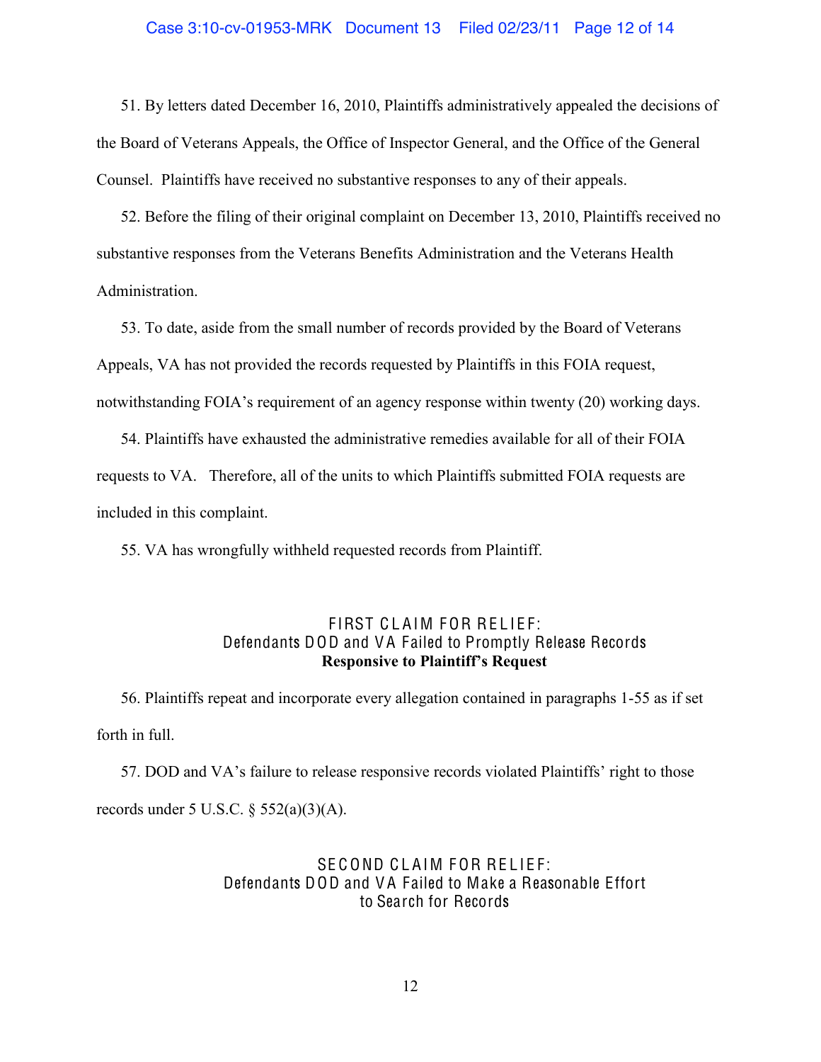51. By letters dated December 16, 2010, Plaintiffs administratively appealed the decisions of the Board of Veterans Appeals, the Office of Inspector General, and the Office of the General Counsel. Plaintiffs have received no substantive responses to any of their appeals.

52. Before the filing of their original complaint on December 13, 2010, Plaintiffs received no substantive responses from the Veterans Benefits Administration and the Veterans Health Administration.

53. To date, aside from the small number of records provided by the Board of Veterans Appeals, VA has not provided the records requested by Plaintiffs in this FOIA request, notwithstanding FOIA's requirement of an agency response within twenty (20) working days.

54. Plaintiffs have exhausted the administrative remedies available for all of their FOIA requests to VA. Therefore, all of the units to which Plaintiffs submitted FOIA requests are included in this complaint.

55. VA has wrongfully withheld requested records from Plaintiff.

## FIRST CLAIM FOR RELIEF: Defendants DOD and VA Failed to Promptly Release Records **Responsive to Plaintiff's Request**

56. Plaintiffs repeat and incorporate every allegation contained in paragraphs 1-55 as if set forth in full.

57. DOD and VA's failure to release responsive records violated Plaintiffs' right to those records under 5 U.S.C. § 552(a)(3)(A).

## SECOND CLAIM FOR RELIEF: Defendants DOD and VA Failed to Make a Reasonable Effort to Search for Records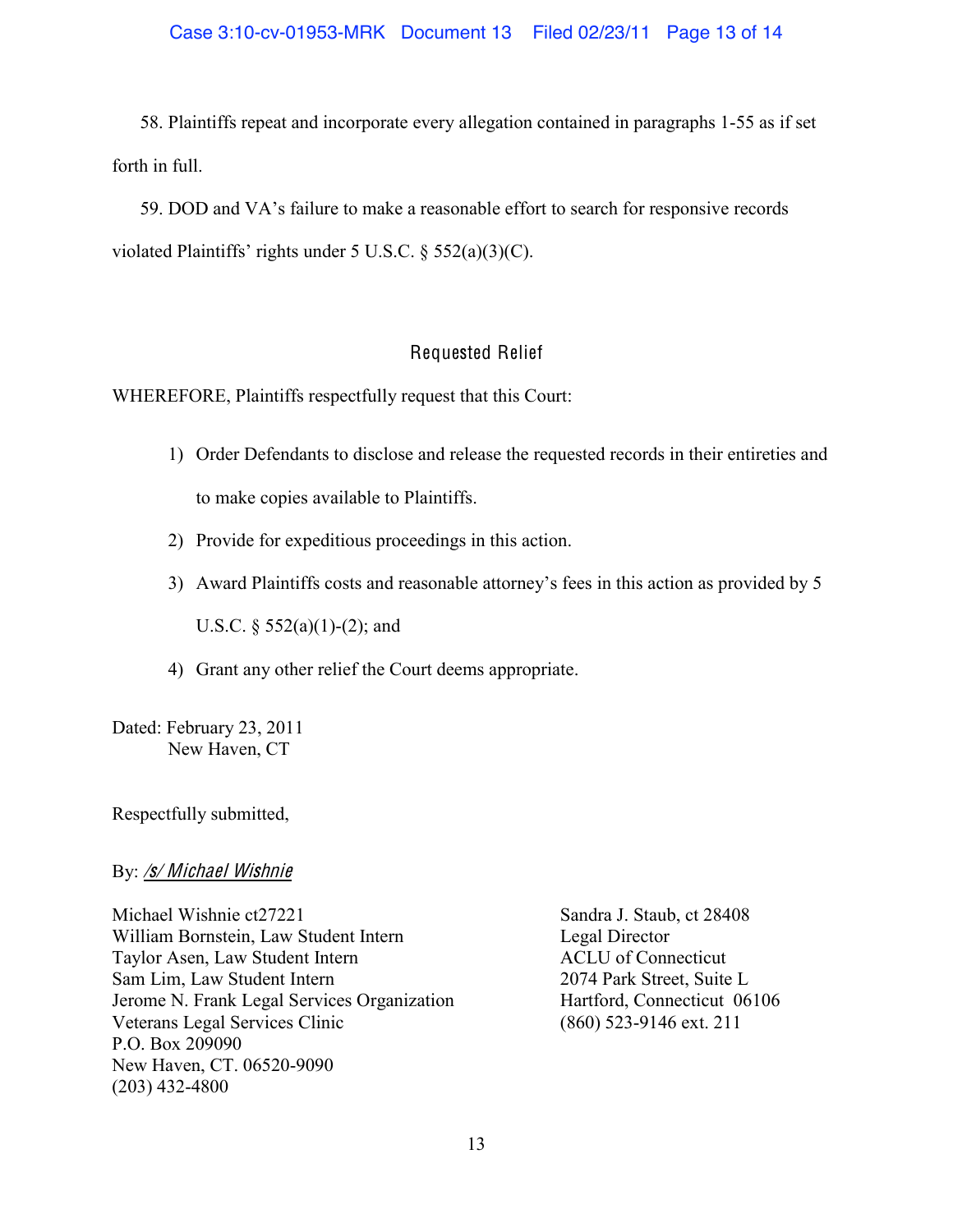58. Plaintiffs repeat and incorporate every allegation contained in paragraphs 1-55 as if set forth in full.

59. DOD and VA's failure to make a reasonable effort to search for responsive records violated Plaintiffs' rights under 5 U.S.C. § 552(a)(3)(C).

## Requested Relief

WHEREFORE, Plaintiffs respectfully request that this Court:

1) Order Defendants to disclose and release the requested records in their entireties and to make copies available to Plaintiffs.
2) Provide for expeditious proceedings in this action.
3) Award Plaintiffs costs and reasonable attorney's fees in this action as provided by 5 U.S.C. § 552(a)(1)-(2); and
4) Grant any other relief the Court deems appropriate.

Dated: February 23, 2011
New Haven, CT

Respectfully submitted,

By: */s/ Michael Wishnie*

Michael Wishnie ct27221
William Bornstein, Law Student Intern
Taylor Asen, Law Student Intern
Sam Lim, Law Student Intern
Jerome N. Frank Legal Services Organization
Veterans Legal Services Clinic
P.O. Box 209090
New Haven, CT. 06520-9090
(203) 432-4800

Sandra J. Staub, ct 28408
Legal Director
ACLU of Connecticut
2074 Park Street, Suite L
Hartford, Connecticut 06106
(860) 523-9146 ext. 211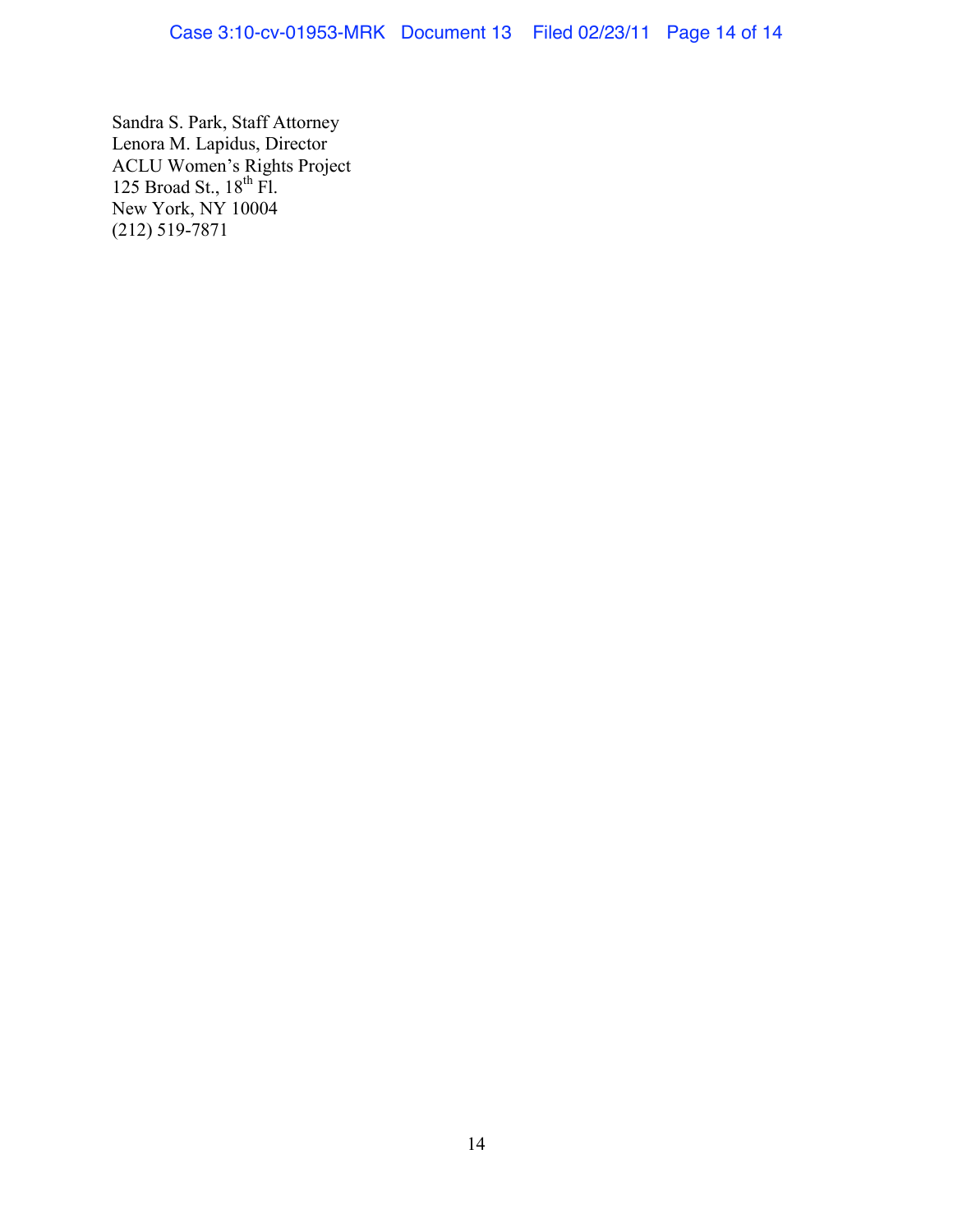Sandra S. Park, Staff Attorney
Lenora M. Lapidus, Director
ACLU Women's Rights Project
125 Broad St., 18th Fl.
New York, NY 10004
(212) 519-7871